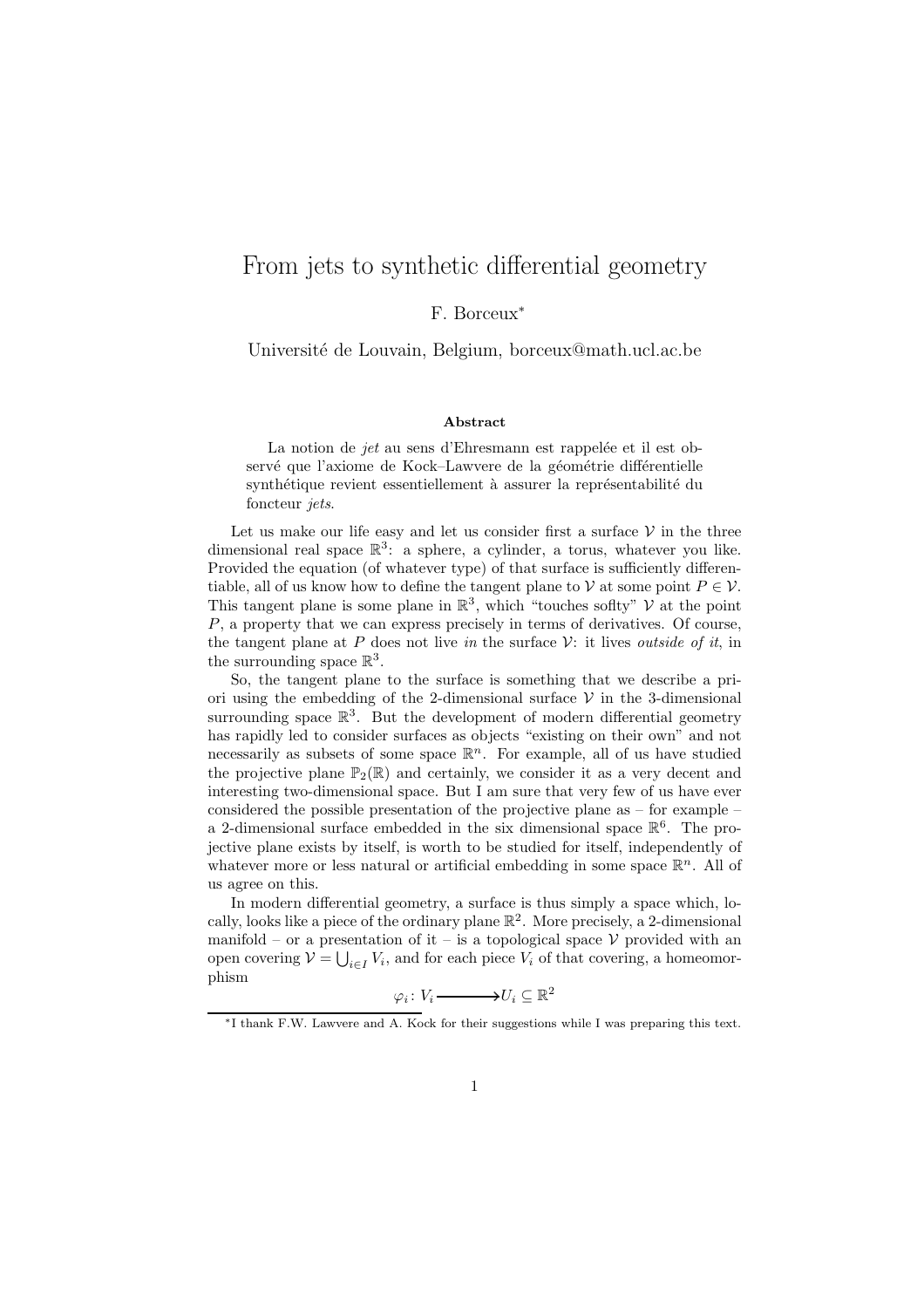# From jets to synthetic differential geometry

F. Borceux*

Université de Louvain, Belgium, borceux@math.ucl.ac.be

### Abstract

La notion de *jet* au sens d'Ehresmann est rappelée et il est observé que l'axiome de Kock–Lawvere de la géométrie différentielle synthétique revient essentiellement à assurer la représentabilité du foncteur *jets*.

Let us make our life easy and let us consider first a surface $\mathcal{V}$ in the three dimensional real space $\mathbb{R}^3$: a sphere, a cylinder, a torus, whatever you like. Provided the equation (of whatever type) of that surface is sufficiently differentiable, all of us know how to define the tangent plane to $\mathcal{V}$ at some point $P \in \mathcal{V}$. This tangent plane is some plane in $\mathbb{R}^3$, which "touches soflty" $\mathcal{V}$ at the point $P$, a property that we can express precisely in terms of derivatives. Of course, the tangent plane at $P$ does not live *in* the surface $\mathcal{V}$: it lives *outside of it*, in the surrounding space $\mathbb{R}^3$.

So, the tangent plane to the surface is something that we describe a priori using the embedding of the 2-dimensional surface $\mathcal{V}$ in the 3-dimensional surrounding space $\mathbb{R}^3$. But the development of modern differential geometry has rapidly led to consider surfaces as objects "existing on their own" and not necessarily as subsets of some space $\mathbb{R}^n$. For example, all of us have studied the projective plane $\mathbb{P}_2(\mathbb{R})$ and certainly, we consider it as a very decent and interesting two-dimensional space. But I am sure that very few of us have ever considered the possible presentation of the projective plane as – for example – a 2-dimensional surface embedded in the six dimensional space $\mathbb{R}^6$. The projective plane exists by itself, is worth to be studied for itself, independently of whatever more or less natural or artificial embedding in some space $\mathbb{R}^n$. All of us agree on this.

In modern differential geometry, a surface is thus simply a space which, locally, looks like a piece of the ordinary plane $\mathbb{R}^2$. More precisely, a 2-dimensional manifold – or a presentation of it – is a topological space $\mathcal{V}$ provided with an open covering $\mathcal{V} = \bigcup_{i \in I} V_i$, and for each piece $V_i$ of that covering, a homeomorphism

$$\varphi_i \colon V_i \longrightarrow U_i \subseteq \mathbb{R}^2$$

*I thank F.W. Lawvere and A. Kock for their suggestions while I was preparing this text.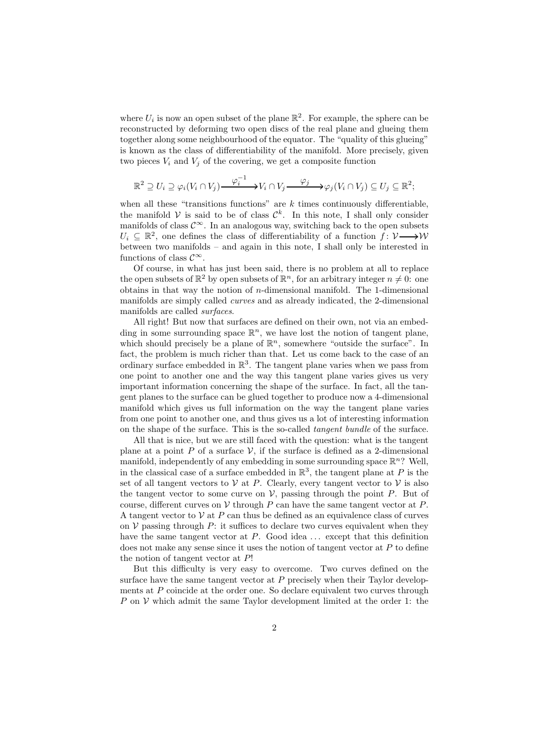where $U_i$ is now an open subset of the plane $\mathbb{R}^2$. For example, the sphere can be reconstructed by deforming two open discs of the real plane and glueing them together along some neighbourhood of the equator. The "quality of this glueing" is known as the class of differentiability of the manifold. More precisely, given two pieces $V_i$ and $V_j$ of the covering, we get a composite function

$$\mathbb{R}^2 \supseteq U_i \supseteq \varphi_i(V_i \cap V_j) \xrightarrow{\varphi_i^{-1}} V_i \cap V_j \xrightarrow{\varphi_j} \varphi_j(V_i \cap V_j) \subseteq U_j \subseteq \mathbb{R}^2;$$

when all these "transitions functions" are $k$ times continuously differentiable, the manifold $\mathcal{V}$ is said to be of class $\mathcal{C}^k$. In this note, I shall only consider manifolds of class $\mathcal{C}^\infty$. In an analogous way, switching back to the open subsets $U_i \subseteq \mathbb{R}^2$, one defines the class of differentiability of a function $f\colon \mathcal{V} \longrightarrow \mathcal{W}$ between two manifolds – and again in this note, I shall only be interested in functions of class $\mathcal{C}^\infty$.

Of course, in what has just been said, there is no problem at all to replace the open subsets of $\mathbb{R}^2$ by open subsets of $\mathbb{R}^n$, for an arbitrary integer $n \neq 0$: one obtains in that way the notion of $n$-dimensional manifold. The 1-dimensional manifolds are simply called *curves* and as already indicated, the 2-dimensional manifolds are called *surfaces*.

All right! But now that surfaces are defined on their own, not via an embedding in some surrounding space $\mathbb{R}^n$, we have lost the notion of tangent plane, which should precisely be a plane of $\mathbb{R}^n$, somewhere "outside the surface". In fact, the problem is much richer than that. Let us come back to the case of an ordinary surface embedded in $\mathbb{R}^3$. The tangent plane varies when we pass from one point to another one and the way this tangent plane varies gives us very important information concerning the shape of the surface. In fact, all the tangent planes to the surface can be glued together to produce now a 4-dimensional manifold which gives us full information on the way the tangent plane varies from one point to another one, and thus gives us a lot of interesting information on the shape of the surface. This is the so-called *tangent bundle* of the surface.

All that is nice, but we are still faced with the question: what is the tangent plane at a point $P$ of a surface $\mathcal{V}$, if the surface is defined as a 2-dimensional manifold, independently of any embedding in some surrounding space $\mathbb{R}^n$? Well, in the classical case of a surface embedded in $\mathbb{R}^3$, the tangent plane at $P$ is the set of all tangent vectors to $\mathcal{V}$ at $P$. Clearly, every tangent vector to $\mathcal{V}$ is also the tangent vector to some curve on $\mathcal{V}$, passing through the point $P$. But of course, different curves on $\mathcal{V}$ through $P$ can have the same tangent vector at $P$. A tangent vector to $\mathcal{V}$ at $P$ can thus be defined as an equivalence class of curves on $\mathcal{V}$ passing through $P$: it suffices to declare two curves equivalent when they have the same tangent vector at $P$. Good idea ... except that this definition does not make any sense since it uses the notion of tangent vector at $P$ to define the notion of tangent vector at $P$!

But this difficulty is very easy to overcome. Two curves defined on the surface have the same tangent vector at $P$ precisely when their Taylor developments at $P$ coincide at the order one. So declare equivalent two curves through $P$ on $\mathcal{V}$ which admit the same Taylor development limited at the order 1: the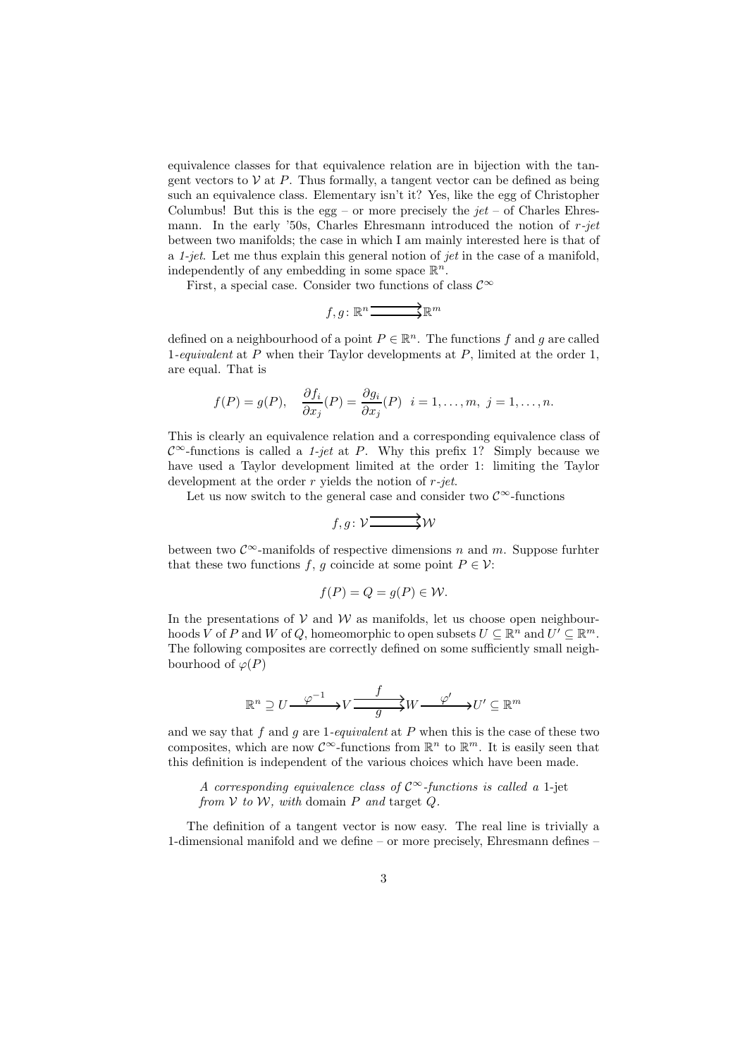equivalence classes for that equivalence relation are in bijection with the tangent vectors to $\mathcal{V}$ at $P$. Thus formally, a tangent vector can be defined as being such an equivalence class. Elementary isn't it? Yes, like the egg of Christopher Columbus! But this is the egg – or more precisely the *jet* – of Charles Ehresmann. In the early '50s, Charles Ehresmann introduced the notion of *r-jet* between two manifolds; the case in which I am mainly interested here is that of a *1-jet*. Let me thus explain this general notion of *jet* in the case of a manifold, independently of any embedding in some space $\mathbb{R}^n$.

First, a special case. Consider two functions of class $\mathcal{C}^\infty$

$$f, g\colon \mathbb{R}^n \rightrightarrows \mathbb{R}^m$$

defined on a neighbourhood of a point $P \in \mathbb{R}^n$. The functions $f$ and $g$ are called 1-*equivalent* at $P$ when their Taylor developments at $P$, limited at the order 1, are equal. That is

$$f(P) = g(P), \quad \frac{\partial f_i}{\partial x_j}(P) = \frac{\partial g_i}{\partial x_j}(P) \;\; i = 1, \ldots, m, \; j = 1, \ldots, n.$$

This is clearly an equivalence relation and a corresponding equivalence class of $\mathcal{C}^\infty$-functions is called a *1-jet* at $P$. Why this prefix 1? Simply because we have used a Taylor development limited at the order 1: limiting the Taylor development at the order $r$ yields the notion of *r-jet*.

Let us now switch to the general case and consider two $\mathcal{C}^\infty$-functions

$$f, g\colon \mathcal{V} \rightrightarrows \mathcal{W}$$

between two $\mathcal{C}^\infty$-manifolds of respective dimensions $n$ and $m$. Suppose furhter that these two functions $f$, $g$ coincide at some point $P \in \mathcal{V}$:

$$f(P) = Q = g(P) \in \mathcal{W}.$$

In the presentations of $\mathcal{V}$ and $\mathcal{W}$ as manifolds, let us choose open neighbourhoods $V$ of $P$ and $W$ of $Q$, homeomorphic to open subsets $U \subseteq \mathbb{R}^n$ and $U' \subseteq \mathbb{R}^m$. The following composites are correctly defined on some sufficiently small neighbourhood of $\varphi(P)$

$$\mathbb{R}^n \supseteq U \xrightarrow{\;\varphi^{-1}\;} V \overset{f}{\underset{g}{\rightrightarrows}} W \xrightarrow{\;\varphi'\;} U' \subseteq \mathbb{R}^m$$

and we say that $f$ and $g$ are 1-*equivalent* at $P$ when this is the case of these two composites, which are now $\mathcal{C}^\infty$-functions from $\mathbb{R}^n$ to $\mathbb{R}^m$. It is easily seen that this definition is independent of the various choices which have been made.

> *A corresponding equivalence class of $\mathcal{C}^\infty$-functions is called a* 1-jet *from $\mathcal{V}$ to $\mathcal{W}$, with* domain $P$ *and* target $Q$.

The definition of a tangent vector is now easy. The real line is trivially a 1-dimensional manifold and we define – or more precisely, Ehresmann defines –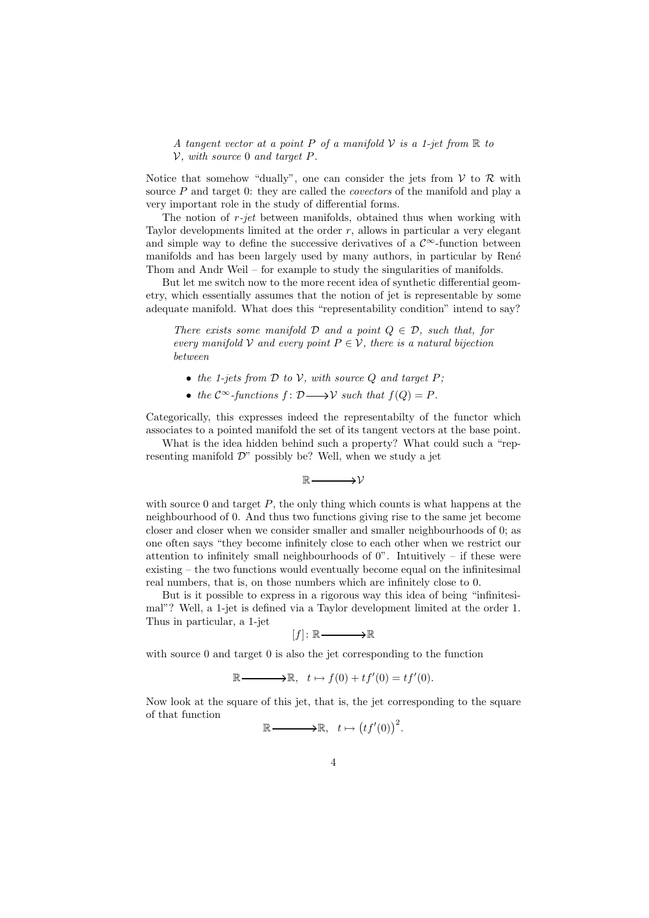*A tangent vector at a point $P$ of a manifold $\mathcal{V}$ is a 1-jet from $\mathbb{R}$ to $\mathcal{V}$, with source 0 and target $P$.*

Notice that somehow "dually", one can consider the jets from $\mathcal{V}$ to $\mathcal{R}$ with source $P$ and target 0: they are called the *covectors* of the manifold and play a very important role in the study of differential forms.

The notion of *r-jet* between manifolds, obtained thus when working with Taylor developments limited at the order $r$, allows in particular a very elegant and simple way to define the successive derivatives of a $\mathcal{C}^\infty$-function between manifolds and has been largely used by many authors, in particular by René Thom and Andr Weil – for example to study the singularities of manifolds.

But let me switch now to the more recent idea of synthetic differential geometry, which essentially assumes that the notion of jet is representable by some adequate manifold. What does this "representability condition" intend to say?

*There exists some manifold $\mathcal{D}$ and a point $Q \in \mathcal{D}$, such that, for every manifold $\mathcal{V}$ and every point $P \in \mathcal{V}$, there is a natural bijection between*

- *the 1-jets from $\mathcal{D}$ to $\mathcal{V}$, with source $Q$ and target $P$;*
- *the $\mathcal{C}^\infty$-functions $f\colon \mathcal{D} \longrightarrow \mathcal{V}$ such that $f(Q) = P$.*

Categorically, this expresses indeed the representabilty of the functor which associates to a pointed manifold the set of its tangent vectors at the base point.

What is the idea hidden behind such a property? What could such a "representing manifold $\mathcal{D}$" possibly be? Well, when we study a jet

$$\mathbb{R} \longrightarrow \mathcal{V}$$

with source 0 and target $P$, the only thing which counts is what happens at the neighbourhood of 0. And thus two functions giving rise to the same jet become closer and closer when we consider smaller and smaller neighbourhoods of 0; as one often says "they become infinitely close to each other when we restrict our attention to infinitely small neighbourhoods of 0". Intuitively – if these were existing – the two functions would eventually become equal on the infinitesimal real numbers, that is, on those numbers which are infinitely close to 0.

But is it possible to express in a rigorous way this idea of being "infinitesimal"? Well, a 1-jet is defined via a Taylor development limited at the order 1. Thus in particular, a 1-jet

$$[f]\colon \mathbb{R} \longrightarrow \mathbb{R}$$

with source 0 and target 0 is also the jet corresponding to the function

$$\mathbb{R} \longrightarrow \mathbb{R}, \quad t \mapsto f(0) + tf'(0) = tf'(0).$$

Now look at the square of this jet, that is, the jet corresponding to the square of that function

$$\mathbb{R} \longrightarrow \mathbb{R}, \quad t \mapsto \big(tf'(0)\big)^2.$$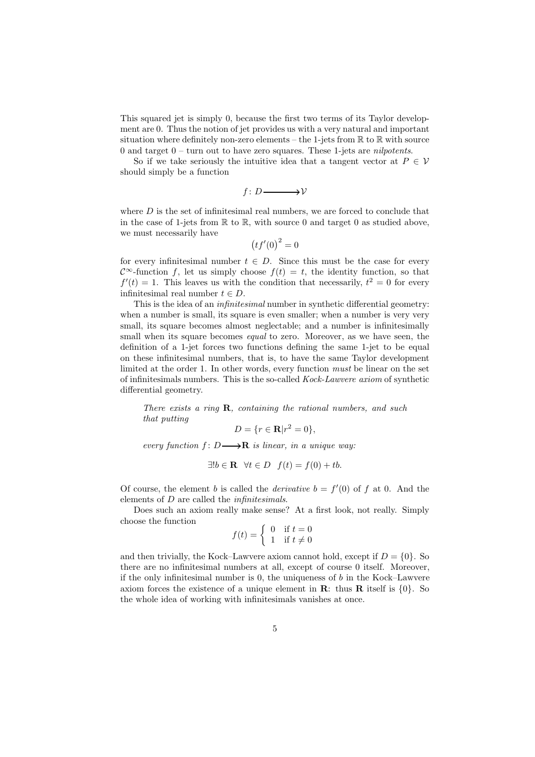This squared jet is simply 0, because the first two terms of its Taylor development are 0. Thus the notion of jet provides us with a very natural and important situation where definitely non-zero elements – the 1-jets from $\mathbb{R}$ to $\mathbb{R}$ with source 0 and target 0 – turn out to have zero squares. These 1-jets are *nilpotents*.

So if we take seriously the intuitive idea that a tangent vector at $P \in \mathcal{V}$ should simply be a function

$$f \colon D \longrightarrow \mathcal{V}$$

where $D$ is the set of infinitesimal real numbers, we are forced to conclude that in the case of 1-jets from $\mathbb{R}$ to $\mathbb{R}$, with source 0 and target 0 as studied above, we must necessarily have

$$\left(tf'(0)\right)^2 = 0$$

for every infinitesimal number $t \in D$. Since this must be the case for every $\mathcal{C}^\infty$-function $f$, let us simply choose $f(t) = t$, the identity function, so that $f'(t) = 1$. This leaves us with the condition that necessarily, $t^2 = 0$ for every infinitesimal real number $t \in D$.

This is the idea of an *infinitesimal* number in synthetic differential geometry: when a number is small, its square is even smaller; when a number is very very small, its square becomes almost neglectable; and a number is infinitesimally small when its square becomes *equal* to zero. Moreover, as we have seen, the definition of a 1-jet forces two functions defining the same 1-jet to be equal on these infinitesimal numbers, that is, to have the same Taylor development limited at the order 1. In other words, every function *must* be linear on the set of infinitesimals numbers. This is the so-called *Kock-Lawvere axiom* of synthetic differential geometry.

> *There exists a ring* $\mathbf{R}$*, containing the rational numbers, and such that putting*
>
> $$D = \{r \in \mathbf{R} | r^2 = 0\},$$
>
> *every function* $f \colon D \longrightarrow \mathbf{R}$ *is linear, in a unique way:*
>
> $$\exists! b \in \mathbf{R} \quad \forall t \in D \quad f(t) = f(0) + tb.$$

Of course, the element $b$ is called the *derivative* $b = f'(0)$ of $f$ at 0. And the elements of $D$ are called the *infinitesimals*.

Does such an axiom really make sense? At a first look, not really. Simply choose the function

$$f(t) = \begin{cases} 0 & \text{if } t = 0 \\ 1 & \text{if } t \neq 0 \end{cases}$$

and then trivially, the Kock–Lawvere axiom cannot hold, except if $D = \{0\}$. So there are no infinitesimal numbers at all, except of course 0 itself. Moreover, if the only infinitesimal number is 0, the uniqueness of $b$ in the Kock–Lawvere axiom forces the existence of a unique element in $\mathbf{R}$: thus $\mathbf{R}$ itself is $\{0\}$. So the whole idea of working with infinitesimals vanishes at once.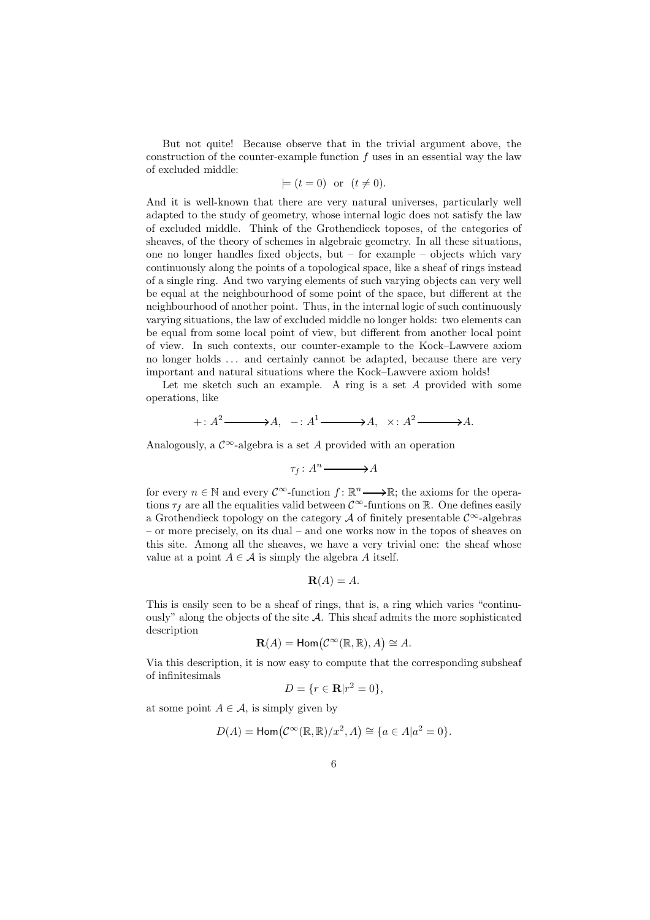But not quite! Because observe that in the trivial argument above, the construction of the counter-example function $f$ uses in an essential way the law of excluded middle:

$$\models (t = 0) \text{ or } (t \neq 0).$$

And it is well-known that there are very natural universes, particularly well adapted to the study of geometry, whose internal logic does not satisfy the law of excluded middle. Think of the Grothendieck toposes, of the categories of sheaves, of the theory of schemes in algebraic geometry. In all these situations, one no longer handles fixed objects, but – for example – objects which vary continuously along the points of a topological space, like a sheaf of rings instead of a single ring. And two varying elements of such varying objects can very well be equal at the neighbourhood of some point of the space, but different at the neighbourhood of another point. Thus, in the internal logic of such continuously varying situations, the law of excluded middle no longer holds: two elements can be equal from some local point of view, but different from another local point of view. In such contexts, our counter-example to the Kock–Lawvere axiom no longer holds ... and certainly cannot be adapted, because there are very important and natural situations where the Kock–Lawvere axiom holds!

Let me sketch such an example. A ring is a set $A$ provided with some operations, like

$$+ \colon A^2 \longrightarrow A, \quad - \colon A^1 \longrightarrow A, \quad \times \colon A^2 \longrightarrow A.$$

Analogously, a $\mathcal{C}^\infty$-algebra is a set $A$ provided with an operation

$$\tau_f \colon A^n \longrightarrow A$$

for every $n \in \mathbb{N}$ and every $\mathcal{C}^\infty$-function $f \colon \mathbb{R}^n \longrightarrow \mathbb{R}$; the axioms for the operations $\tau_f$ are all the equalities valid between $\mathcal{C}^\infty$-funtions on $\mathbb{R}$. One defines easily a Grothendieck topology on the category $\mathcal{A}$ of finitely presentable $\mathcal{C}^\infty$-algebras – or more precisely, on its dual – and one works now in the topos of sheaves on this site. Among all the sheaves, we have a very trivial one: the sheaf whose value at a point $A \in \mathcal{A}$ is simply the algebra $A$ itself.

$$\mathbf{R}(A) = A.$$

This is easily seen to be a sheaf of rings, that is, a ring which varies "continuously" along the objects of the site $\mathcal{A}$. This sheaf admits the more sophisticated description

$$\mathbf{R}(A) = \mathsf{Hom}\big(\mathcal{C}^\infty(\mathbb{R}, \mathbb{R}), A\big) \cong A.$$

Via this description, it is now easy to compute that the corresponding subsheaf of infinitesimals

$$D = \{r \in \mathbf{R} | r^2 = 0\},$$

at some point $A \in \mathcal{A}$, is simply given by

$$D(A) = \mathsf{Hom}\big(\mathcal{C}^\infty(\mathbb{R}, \mathbb{R})/x^2, A\big) \cong \{a \in A | a^2 = 0\}.$$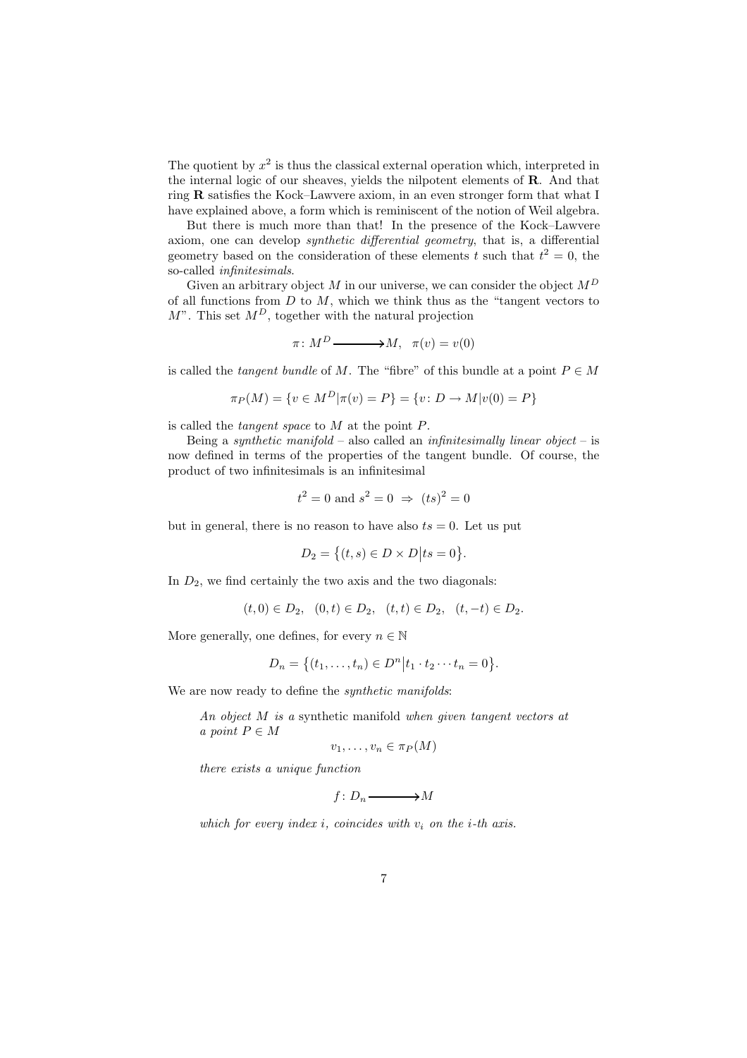The quotient by $x^2$ is thus the classical external operation which, interpreted in the internal logic of our sheaves, yields the nilpotent elements of $\mathbf{R}$. And that ring $\mathbf{R}$ satisfies the Kock–Lawvere axiom, in an even stronger form that what I have explained above, a form which is reminiscent of the notion of Weil algebra.

But there is much more than that! In the presence of the Kock–Lawvere axiom, one can develop *synthetic differential geometry*, that is, a differential geometry based on the consideration of these elements $t$ such that $t^2 = 0$, the so-called *infinitesimals*.

Given an arbitrary object $M$ in our universe, we can consider the object $M^D$ of all functions from $D$ to $M$, which we think thus as the "tangent vectors to $M$". This set $M^D$, together with the natural projection

$$\pi\colon M^D \longrightarrow M, \quad \pi(v) = v(0)$$

is called the *tangent bundle* of $M$. The "fibre" of this bundle at a point $P \in M$

$$\pi_P(M) = \{v \in M^D | \pi(v) = P\} = \{v\colon D \to M | v(0) = P\}$$

is called the *tangent space* to $M$ at the point $P$.

Being a *synthetic manifold* – also called an *infinitesimally linear object* – is now defined in terms of the properties of the tangent bundle. Of course, the product of two infinitesimals is an infinitesimal

$$t^2 = 0 \text{ and } s^2 = 0 \;\Rightarrow\; (ts)^2 = 0$$

but in general, there is no reason to have also $ts = 0$. Let us put

$$D_2 = \big\{(t,s) \in D \times D \big| ts = 0\big\}.$$

In $D_2$, we find certainly the two axis and the two diagonals:

$$(t,0) \in D_2, \quad (0,t) \in D_2, \quad (t,t) \in D_2, \quad (t,-t) \in D_2.$$

More generally, one defines, for every $n \in \mathbb{N}$

$$D_n = \big\{(t_1, \ldots, t_n) \in D^n \big| t_1 \cdot t_2 \cdots t_n = 0\big\}.$$

We are now ready to define the *synthetic manifolds*:

> *An object $M$ is a* synthetic manifold *when given tangent vectors at a point $P \in M$*
>
> $$v_1, \ldots, v_n \in \pi_P(M)$$
>
> *there exists a unique function*
>
> $$f\colon D_n \longrightarrow M$$
>
> *which for every index $i$, coincides with $v_i$ on the $i$-th axis.*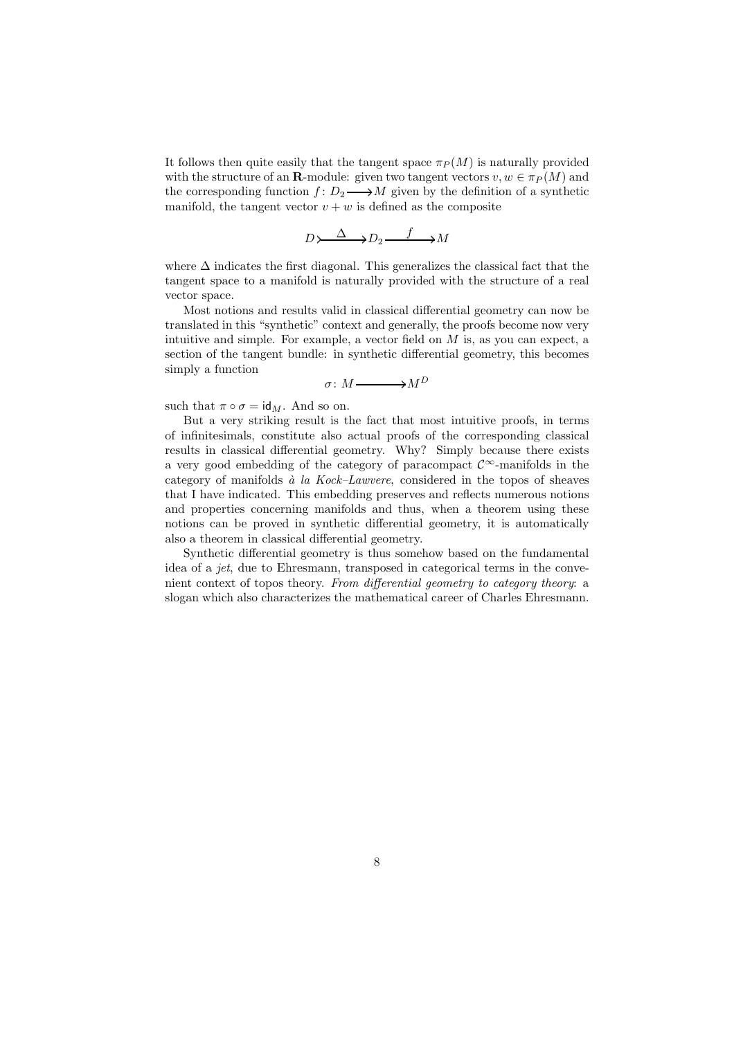It follows then quite easily that the tangent space $\pi_P(M)$ is naturally provided with the structure of an $\mathbf{R}$-module: given two tangent vectors $v, w \in \pi_P(M)$ and the corresponding function $f\colon D_2 \longrightarrow M$ given by the definition of a synthetic manifold, the tangent vector $v + w$ is defined as the composite

$$D \rightarrowtail^{\Delta} D_2 \xrightarrow{\ f\ } M$$

where $\Delta$ indicates the first diagonal. This generalizes the classical fact that the tangent space to a manifold is naturally provided with the structure of a real vector space.

Most notions and results valid in classical differential geometry can now be translated in this "synthetic" context and generally, the proofs become now very intuitive and simple. For example, a vector field on $M$ is, as you can expect, a section of the tangent bundle: in synthetic differential geometry, this becomes simply a function

$$\sigma\colon M \longrightarrow M^D$$

such that $\pi \circ \sigma = \mathsf{id}_M$. And so on.

But a very striking result is the fact that most intuitive proofs, in terms of infinitesimals, constitute also actual proofs of the corresponding classical results in classical differential geometry. Why? Simply because there exists a very good embedding of the category of paracompact $\mathcal{C}^\infty$-manifolds in the category of manifolds *à la Kock–Lawvere*, considered in the topos of sheaves that I have indicated. This embedding preserves and reflects numerous notions and properties concerning manifolds and thus, when a theorem using these notions can be proved in synthetic differential geometry, it is automatically also a theorem in classical differential geometry.

Synthetic differential geometry is thus somehow based on the fundamental idea of a *jet*, due to Ehresmann, transposed in categorical terms in the convenient context of topos theory. *From differential geometry to category theory*: a slogan which also characterizes the mathematical career of Charles Ehresmann.